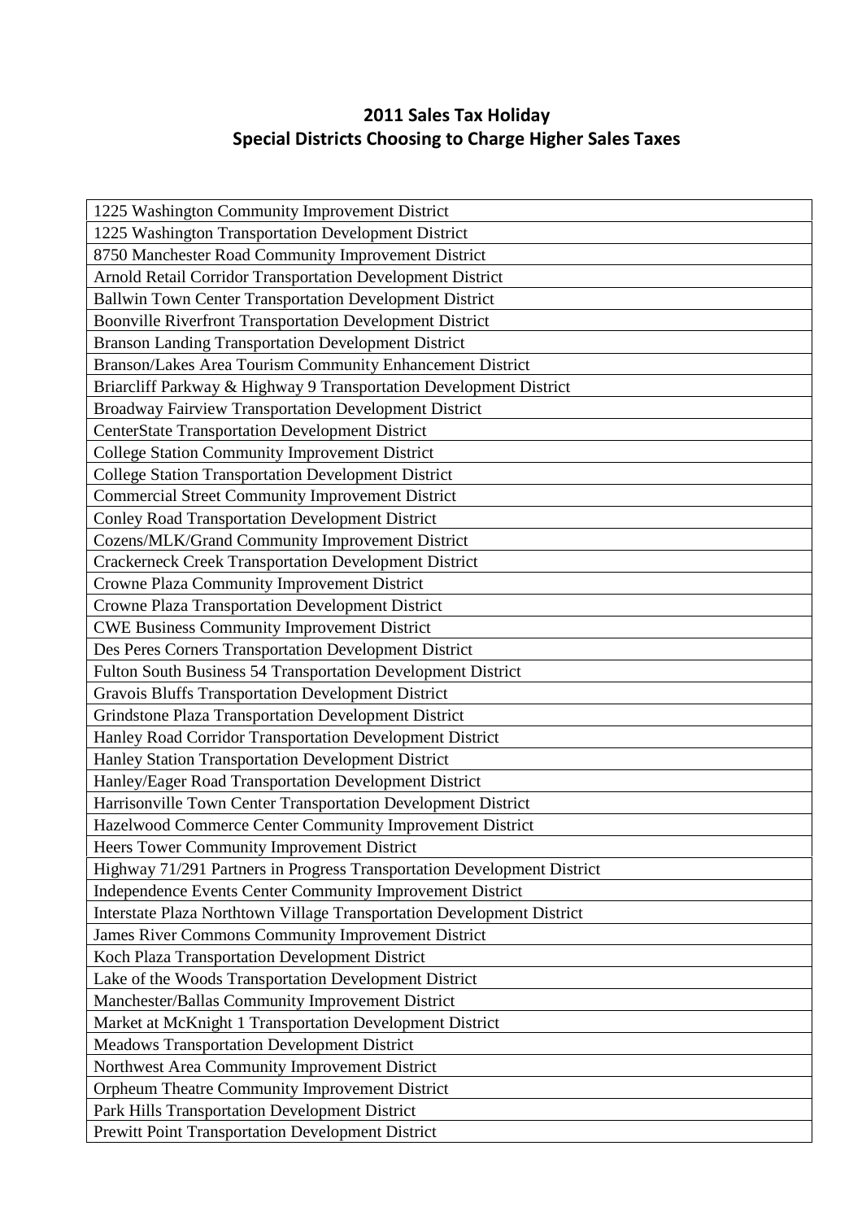## 2011 Sales Tax Holiday
## Special Districts Choosing to Charge Higher Sales Taxes

| |
|---|
| 1225 Washington Community Improvement District |
| 1225 Washington Transportation Development District |
| 8750 Manchester Road Community Improvement District |
| Arnold Retail Corridor Transportation Development District |
| Ballwin Town Center Transportation Development District |
| Boonville Riverfront Transportation Development District |
| Branson Landing Transportation Development District |
| Branson/Lakes Area Tourism Community Enhancement District |
| Briarcliff Parkway & Highway 9 Transportation Development District |
| Broadway Fairview Transportation Development District |
| CenterState Transportation Development District |
| College Station Community Improvement District |
| College Station Transportation Development District |
| Commercial Street Community Improvement District |
| Conley Road Transportation Development District |
| Cozens/MLK/Grand Community Improvement District |
| Crackerneck Creek Transportation Development District |
| Crowne Plaza Community Improvement District |
| Crowne Plaza Transportation Development District |
| CWE Business Community Improvement District |
| Des Peres Corners Transportation Development District |
| Fulton South Business 54 Transportation Development District |
| Gravois Bluffs Transportation Development District |
| Grindstone Plaza Transportation Development District |
| Hanley Road Corridor Transportation Development District |
| Hanley Station Transportation Development District |
| Hanley/Eager Road Transportation Development District |
| Harrisonville Town Center Transportation Development District |
| Hazelwood Commerce Center Community Improvement District |
| Heers Tower Community Improvement District |
| Highway 71/291 Partners in Progress Transportation Development District |
| Independence Events Center Community Improvement District |
| Interstate Plaza Northtown Village Transportation Development District |
| James River Commons Community Improvement District |
| Koch Plaza Transportation Development District |
| Lake of the Woods Transportation Development District |
| Manchester/Ballas Community Improvement District |
| Market at McKnight 1 Transportation Development District |
| Meadows Transportation Development District |
| Northwest Area Community Improvement District |
| Orpheum Theatre Community Improvement District |
| Park Hills Transportation Development District |
| Prewitt Point Transportation Development District |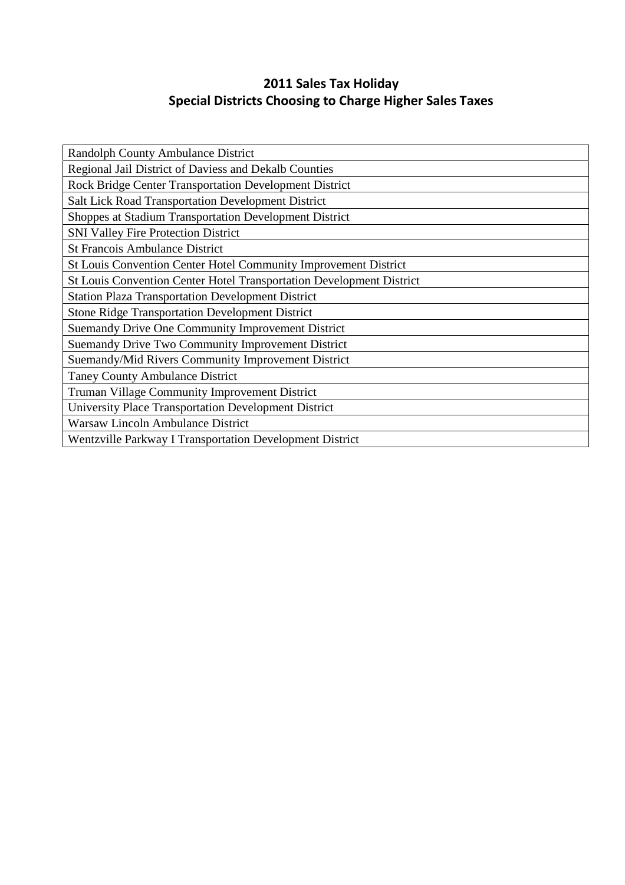## 2011 Sales Tax Holiday
## Special Districts Choosing to Charge Higher Sales Taxes

| |
|---|
| Randolph County Ambulance District |
| Regional Jail District of Daviess and Dekalb Counties |
| Rock Bridge Center Transportation Development District |
| Salt Lick Road Transportation Development District |
| Shoppes at Stadium Transportation Development District |
| SNI Valley Fire Protection District |
| St Francois Ambulance District |
| St Louis Convention Center Hotel Community Improvement District |
| St Louis Convention Center Hotel Transportation Development District |
| Station Plaza Transportation Development District |
| Stone Ridge Transportation Development District |
| Suemandy Drive One Community Improvement District |
| Suemandy Drive Two Community Improvement District |
| Suemandy/Mid Rivers Community Improvement District |
| Taney County Ambulance District |
| Truman Village Community Improvement District |
| University Place Transportation Development District |
| Warsaw Lincoln Ambulance District |
| Wentzville Parkway I Transportation Development District |